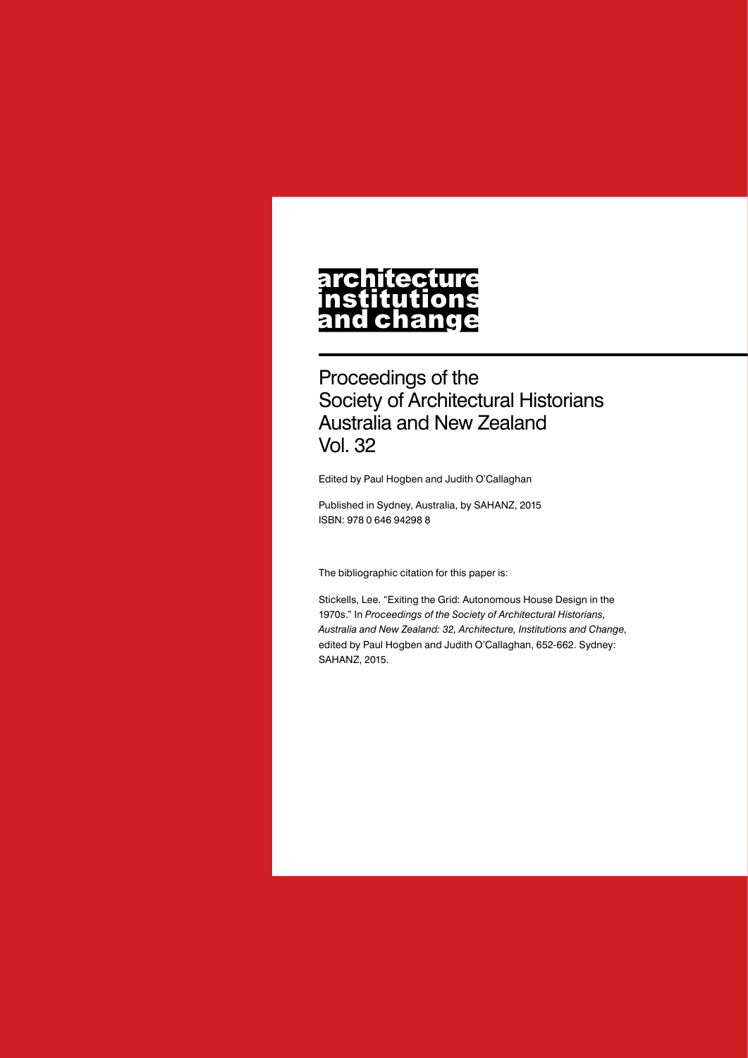# architecture institutions and change

## Proceedings of the Society of Architectural Historians Australia and New Zealand Vol. 32

Edited by Paul Hogben and Judith O'Callaghan

Published in Sydney, Australia, by SAHANZ, 2015
ISBN: 978 0 646 94298 8

The bibliographic citation for this paper is:

Stickells, Lee. "Exiting the Grid: Autonomous House Design in the 1970s." In *Proceedings of the Society of Architectural Historians, Australia and New Zealand: 32, Architecture, Institutions and Change*, edited by Paul Hogben and Judith O'Callaghan, 652-662. Sydney: SAHANZ, 2015.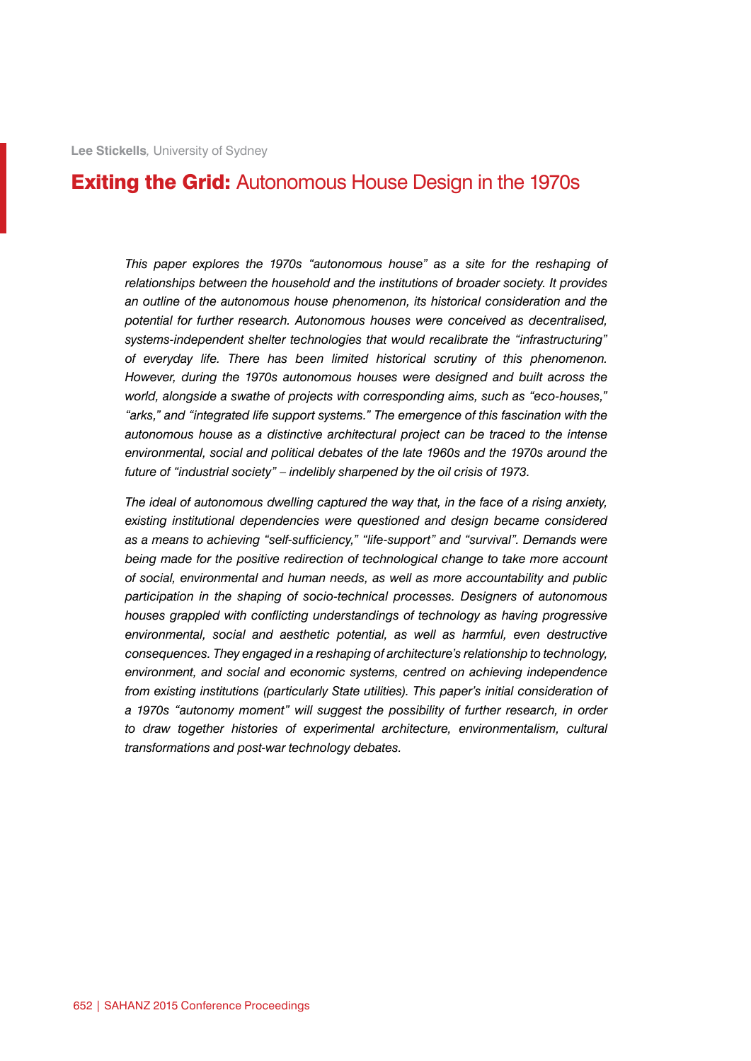**Lee Stickells**, University of Sydney

# **Exiting the Grid:** Autonomous House Design in the 1970s

*This paper explores the 1970s "autonomous house" as a site for the reshaping of relationships between the household and the institutions of broader society. It provides an outline of the autonomous house phenomenon, its historical consideration and the potential for further research. Autonomous houses were conceived as decentralised, systems-independent shelter technologies that would recalibrate the "infrastructuring" of everyday life. There has been limited historical scrutiny of this phenomenon. However, during the 1970s autonomous houses were designed and built across the world, alongside a swathe of projects with corresponding aims, such as "eco-houses," "arks," and "integrated life support systems." The emergence of this fascination with the autonomous house as a distinctive architectural project can be traced to the intense environmental, social and political debates of the late 1960s and the 1970s around the future of "industrial society" – indelibly sharpened by the oil crisis of 1973.*

*The ideal of autonomous dwelling captured the way that, in the face of a rising anxiety, existing institutional dependencies were questioned and design became considered as a means to achieving "self-sufficiency," "life-support" and "survival". Demands were being made for the positive redirection of technological change to take more account of social, environmental and human needs, as well as more accountability and public participation in the shaping of socio-technical processes. Designers of autonomous houses grappled with conflicting understandings of technology as having progressive environmental, social and aesthetic potential, as well as harmful, even destructive consequences. They engaged in a reshaping of architecture's relationship to technology, environment, and social and economic systems, centred on achieving independence from existing institutions (particularly State utilities). This paper's initial consideration of a 1970s "autonomy moment" will suggest the possibility of further research, in order to draw together histories of experimental architecture, environmentalism, cultural transformations and post-war technology debates.*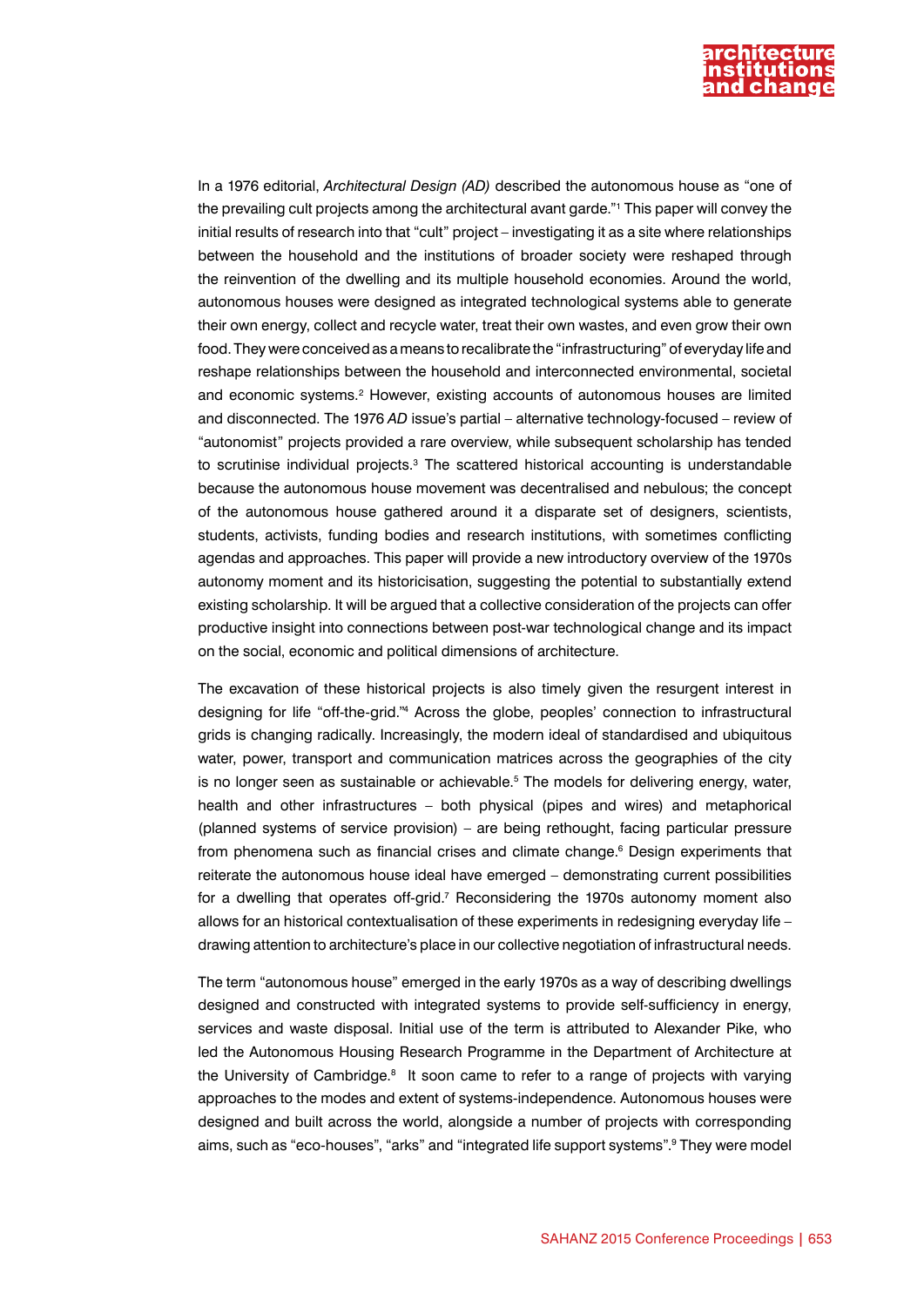In a 1976 editorial, *Architectural Design (AD)* described the autonomous house as "one of the prevailing cult projects among the architectural avant garde."[1] This paper will convey the initial results of research into that "cult" project – investigating it as a site where relationships between the household and the institutions of broader society were reshaped through the reinvention of the dwelling and its multiple household economies. Around the world, autonomous houses were designed as integrated technological systems able to generate their own energy, collect and recycle water, treat their own wastes, and even grow their own food. They were conceived as a means to recalibrate the "infrastructuring" of everyday life and reshape relationships between the household and interconnected environmental, societal and economic systems.[2] However, existing accounts of autonomous houses are limited and disconnected. The 1976 *AD* issue's partial – alternative technology-focused – review of "autonomist" projects provided a rare overview, while subsequent scholarship has tended to scrutinise individual projects.[3] The scattered historical accounting is understandable because the autonomous house movement was decentralised and nebulous; the concept of the autonomous house gathered around it a disparate set of designers, scientists, students, activists, funding bodies and research institutions, with sometimes conflicting agendas and approaches. This paper will provide a new introductory overview of the 1970s autonomy moment and its historicisation, suggesting the potential to substantially extend existing scholarship. It will be argued that a collective consideration of the projects can offer productive insight into connections between post-war technological change and its impact on the social, economic and political dimensions of architecture.

The excavation of these historical projects is also timely given the resurgent interest in designing for life "off-the-grid."[4] Across the globe, peoples' connection to infrastructural grids is changing radically. Increasingly, the modern ideal of standardised and ubiquitous water, power, transport and communication matrices across the geographies of the city is no longer seen as sustainable or achievable.[5] The models for delivering energy, water, health and other infrastructures – both physical (pipes and wires) and metaphorical (planned systems of service provision) – are being rethought, facing particular pressure from phenomena such as financial crises and climate change.[6] Design experiments that reiterate the autonomous house ideal have emerged – demonstrating current possibilities for a dwelling that operates off-grid.[7] Reconsidering the 1970s autonomy moment also allows for an historical contextualisation of these experiments in redesigning everyday life – drawing attention to architecture's place in our collective negotiation of infrastructural needs.

The term "autonomous house" emerged in the early 1970s as a way of describing dwellings designed and constructed with integrated systems to provide self-sufficiency in energy, services and waste disposal. Initial use of the term is attributed to Alexander Pike, who led the Autonomous Housing Research Programme in the Department of Architecture at the University of Cambridge.[8] It soon came to refer to a range of projects with varying approaches to the modes and extent of systems-independence. Autonomous houses were designed and built across the world, alongside a number of projects with corresponding aims, such as "eco-houses", "arks" and "integrated life support systems".[9] They were model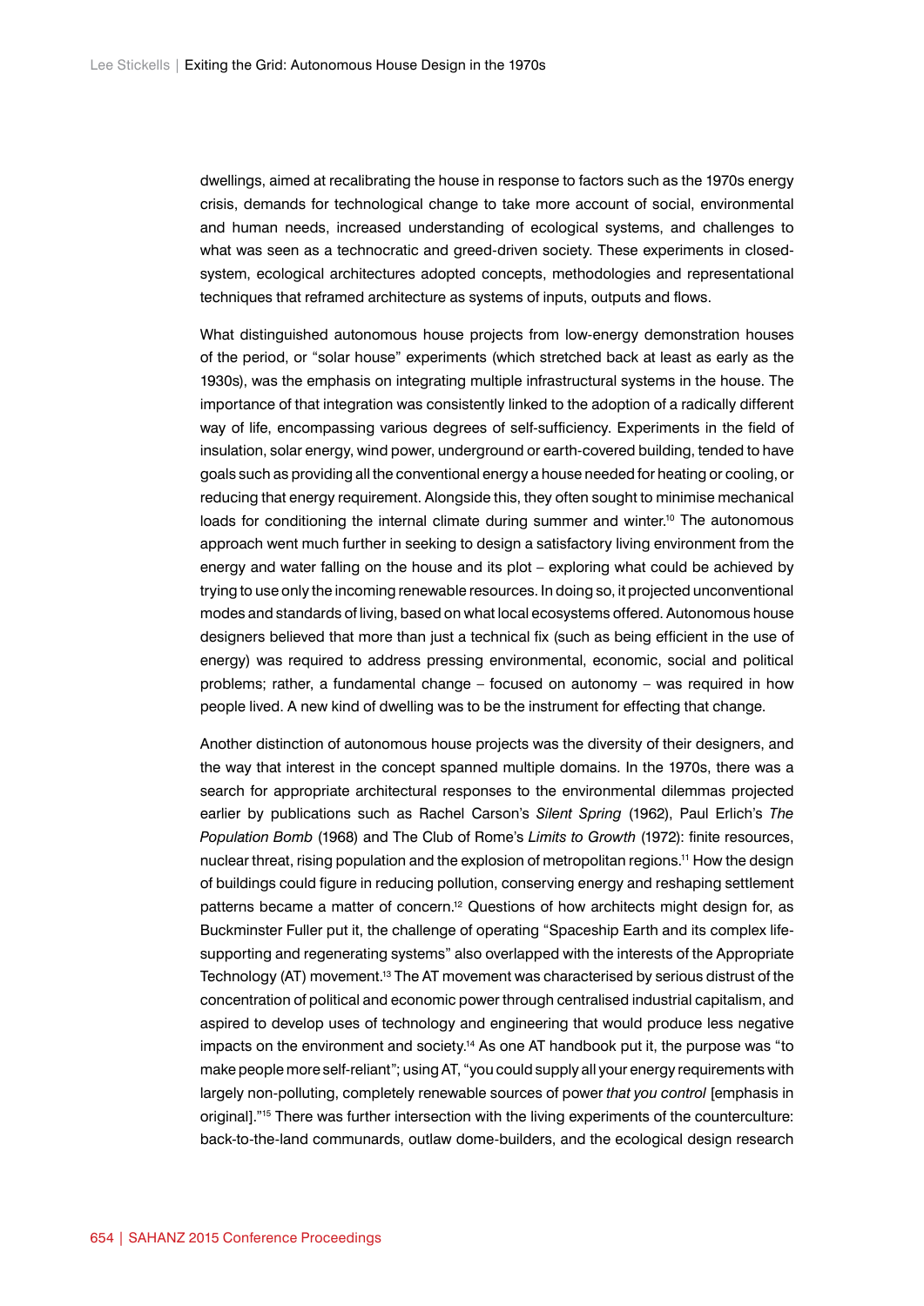dwellings, aimed at recalibrating the house in response to factors such as the 1970s energy crisis, demands for technological change to take more account of social, environmental and human needs, increased understanding of ecological systems, and challenges to what was seen as a technocratic and greed-driven society. These experiments in closed-system, ecological architectures adopted concepts, methodologies and representational techniques that reframed architecture as systems of inputs, outputs and flows.

What distinguished autonomous house projects from low-energy demonstration houses of the period, or "solar house" experiments (which stretched back at least as early as the 1930s), was the emphasis on integrating multiple infrastructural systems in the house. The importance of that integration was consistently linked to the adoption of a radically different way of life, encompassing various degrees of self-sufficiency. Experiments in the field of insulation, solar energy, wind power, underground or earth-covered building, tended to have goals such as providing all the conventional energy a house needed for heating or cooling, or reducing that energy requirement. Alongside this, they often sought to minimise mechanical loads for conditioning the internal climate during summer and winter.[10] The autonomous approach went much further in seeking to design a satisfactory living environment from the energy and water falling on the house and its plot – exploring what could be achieved by trying to use only the incoming renewable resources. In doing so, it projected unconventional modes and standards of living, based on what local ecosystems offered. Autonomous house designers believed that more than just a technical fix (such as being efficient in the use of energy) was required to address pressing environmental, economic, social and political problems; rather, a fundamental change – focused on autonomy – was required in how people lived. A new kind of dwelling was to be the instrument for effecting that change.

Another distinction of autonomous house projects was the diversity of their designers, and the way that interest in the concept spanned multiple domains. In the 1970s, there was a search for appropriate architectural responses to the environmental dilemmas projected earlier by publications such as Rachel Carson's *Silent Spring* (1962), Paul Erlich's *The Population Bomb* (1968) and The Club of Rome's *Limits to Growth* (1972): finite resources, nuclear threat, rising population and the explosion of metropolitan regions.[11] How the design of buildings could figure in reducing pollution, conserving energy and reshaping settlement patterns became a matter of concern.[12] Questions of how architects might design for, as Buckminster Fuller put it, the challenge of operating "Spaceship Earth and its complex life-supporting and regenerating systems" also overlapped with the interests of the Appropriate Technology (AT) movement.[13] The AT movement was characterised by serious distrust of the concentration of political and economic power through centralised industrial capitalism, and aspired to develop uses of technology and engineering that would produce less negative impacts on the environment and society.[14] As one AT handbook put it, the purpose was "to make people more self-reliant"; using AT, "you could supply all your energy requirements with largely non-polluting, completely renewable sources of power *that you control* [emphasis in original]."[15] There was further intersection with the living experiments of the counterculture: back-to-the-land communards, outlaw dome-builders, and the ecological design research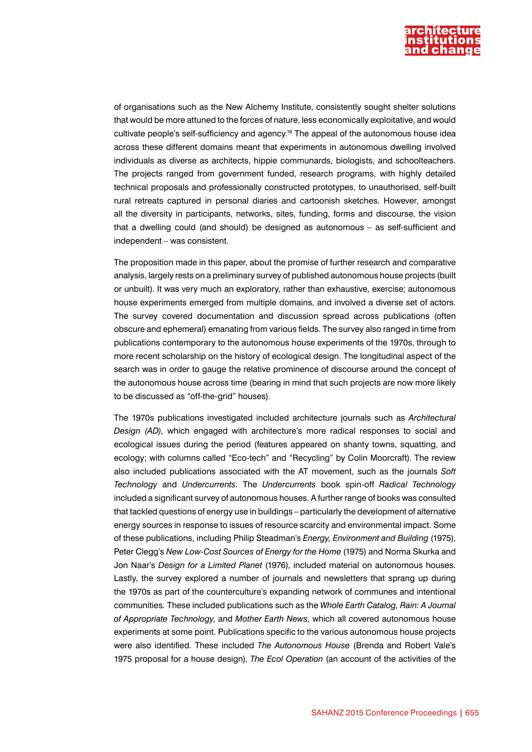of organisations such as the New Alchemy Institute, consistently sought shelter solutions that would be more attuned to the forces of nature, less economically exploitative, and would cultivate people's self-sufficiency and agency.[16] The appeal of the autonomous house idea across these different domains meant that experiments in autonomous dwelling involved individuals as diverse as architects, hippie communards, biologists, and schoolteachers. The projects ranged from government funded, research programs, with highly detailed technical proposals and professionally constructed prototypes, to unauthorised, self-built rural retreats captured in personal diaries and cartoonish sketches. However, amongst all the diversity in participants, networks, sites, funding, forms and discourse, the vision that a dwelling could (and should) be designed as autonomous – as self-sufficient and independent – was consistent.

The proposition made in this paper, about the promise of further research and comparative analysis, largely rests on a preliminary survey of published autonomous house projects (built or unbuilt). It was very much an exploratory, rather than exhaustive, exercise; autonomous house experiments emerged from multiple domains, and involved a diverse set of actors. The survey covered documentation and discussion spread across publications (often obscure and ephemeral) emanating from various fields. The survey also ranged in time from publications contemporary to the autonomous house experiments of the 1970s, through to more recent scholarship on the history of ecological design. The longitudinal aspect of the search was in order to gauge the relative prominence of discourse around the concept of the autonomous house across time (bearing in mind that such projects are now more likely to be discussed as "off-the-grid" houses).

The 1970s publications investigated included architecture journals such as *Architectural Design (AD)*, which engaged with architecture's more radical responses to social and ecological issues during the period (features appeared on shanty towns, squatting, and ecology; with columns called "Eco-tech" and "Recycling" by Colin Moorcraft). The review also included publications associated with the AT movement, such as the journals *Soft Technology* and *Undercurrents*. The *Undercurrents* book spin-off *Radical Technology* included a significant survey of autonomous houses. A further range of books was consulted that tackled questions of energy use in buildings – particularly the development of alternative energy sources in response to issues of resource scarcity and environmental impact. Some of these publications, including Philip Steadman's *Energy, Environment and Building* (1975), Peter Clegg's *New Low-Cost Sources of Energy for the Home* (1975) and Norma Skurka and Jon Naar's *Design for a Limited Planet* (1976), included material on autonomous houses. Lastly, the survey explored a number of journals and newsletters that sprang up during the 1970s as part of the counterculture's expanding network of communes and intentional communities. These included publications such as the *Whole Earth Catalog, Rain: A Journal of Appropriate Technology*, and *Mother Earth News*, which all covered autonomous house experiments at some point. Publications specific to the various autonomous house projects were also identified. These included *The Autonomous House* (Brenda and Robert Vale's 1975 proposal for a house design), *The Ecol Operation* (an account of the activities of the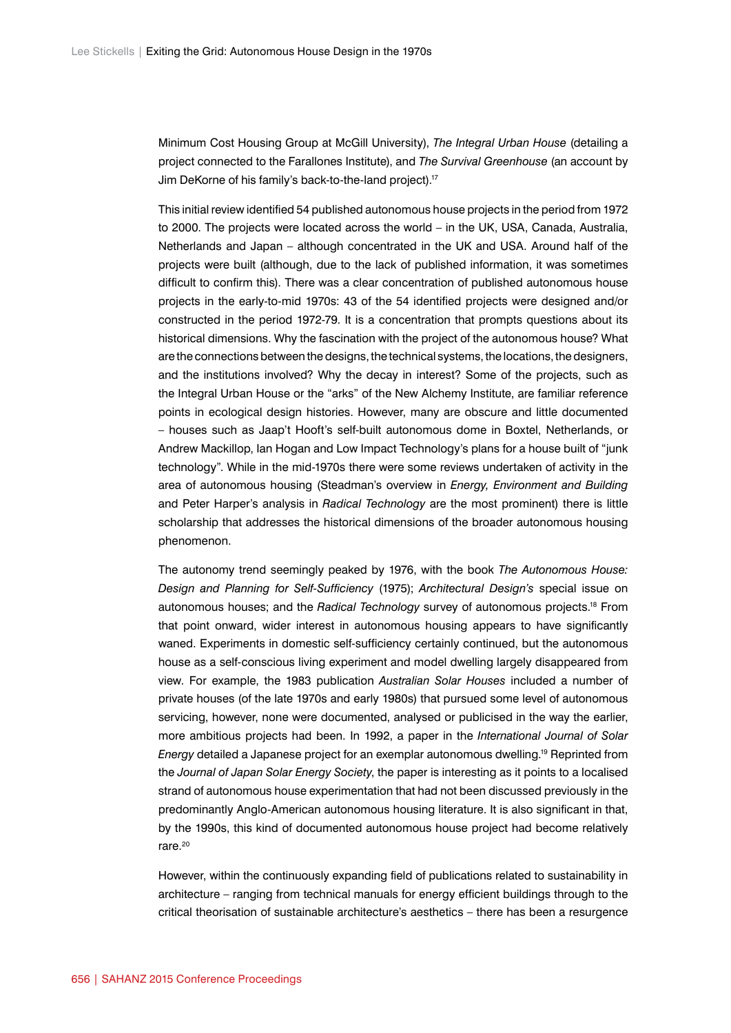Minimum Cost Housing Group at McGill University), *The Integral Urban House* (detailing a project connected to the Farallones Institute), and *The Survival Greenhouse* (an account by Jim DeKorne of his family's back-to-the-land project).[17]

This initial review identified 54 published autonomous house projects in the period from 1972 to 2000. The projects were located across the world – in the UK, USA, Canada, Australia, Netherlands and Japan – although concentrated in the UK and USA. Around half of the projects were built (although, due to the lack of published information, it was sometimes difficult to confirm this). There was a clear concentration of published autonomous house projects in the early-to-mid 1970s: 43 of the 54 identified projects were designed and/or constructed in the period 1972-79. It is a concentration that prompts questions about its historical dimensions. Why the fascination with the project of the autonomous house? What are the connections between the designs, the technical systems, the locations, the designers, and the institutions involved? Why the decay in interest? Some of the projects, such as the Integral Urban House or the "arks" of the New Alchemy Institute, are familiar reference points in ecological design histories. However, many are obscure and little documented – houses such as Jaap't Hooft's self-built autonomous dome in Boxtel, Netherlands, or Andrew Mackillop, Ian Hogan and Low Impact Technology's plans for a house built of "junk technology". While in the mid-1970s there were some reviews undertaken of activity in the area of autonomous housing (Steadman's overview in *Energy, Environment and Building* and Peter Harper's analysis in *Radical Technology* are the most prominent) there is little scholarship that addresses the historical dimensions of the broader autonomous housing phenomenon.

The autonomy trend seemingly peaked by 1976, with the book *The Autonomous House: Design and Planning for Self-Sufficiency* (1975); *Architectural Design's* special issue on autonomous houses; and the *Radical Technology* survey of autonomous projects.[18] From that point onward, wider interest in autonomous housing appears to have significantly waned. Experiments in domestic self-sufficiency certainly continued, but the autonomous house as a self-conscious living experiment and model dwelling largely disappeared from view. For example, the 1983 publication *Australian Solar Houses* included a number of private houses (of the late 1970s and early 1980s) that pursued some level of autonomous servicing, however, none were documented, analysed or publicised in the way the earlier, more ambitious projects had been. In 1992, a paper in the *International Journal of Solar Energy* detailed a Japanese project for an exemplar autonomous dwelling.[19] Reprinted from the *Journal of Japan Solar Energy Society*, the paper is interesting as it points to a localised strand of autonomous house experimentation that had not been discussed previously in the predominantly Anglo-American autonomous housing literature. It is also significant in that, by the 1990s, this kind of documented autonomous house project had become relatively rare.[20]

However, within the continuously expanding field of publications related to sustainability in architecture – ranging from technical manuals for energy efficient buildings through to the critical theorisation of sustainable architecture's aesthetics – there has been a resurgence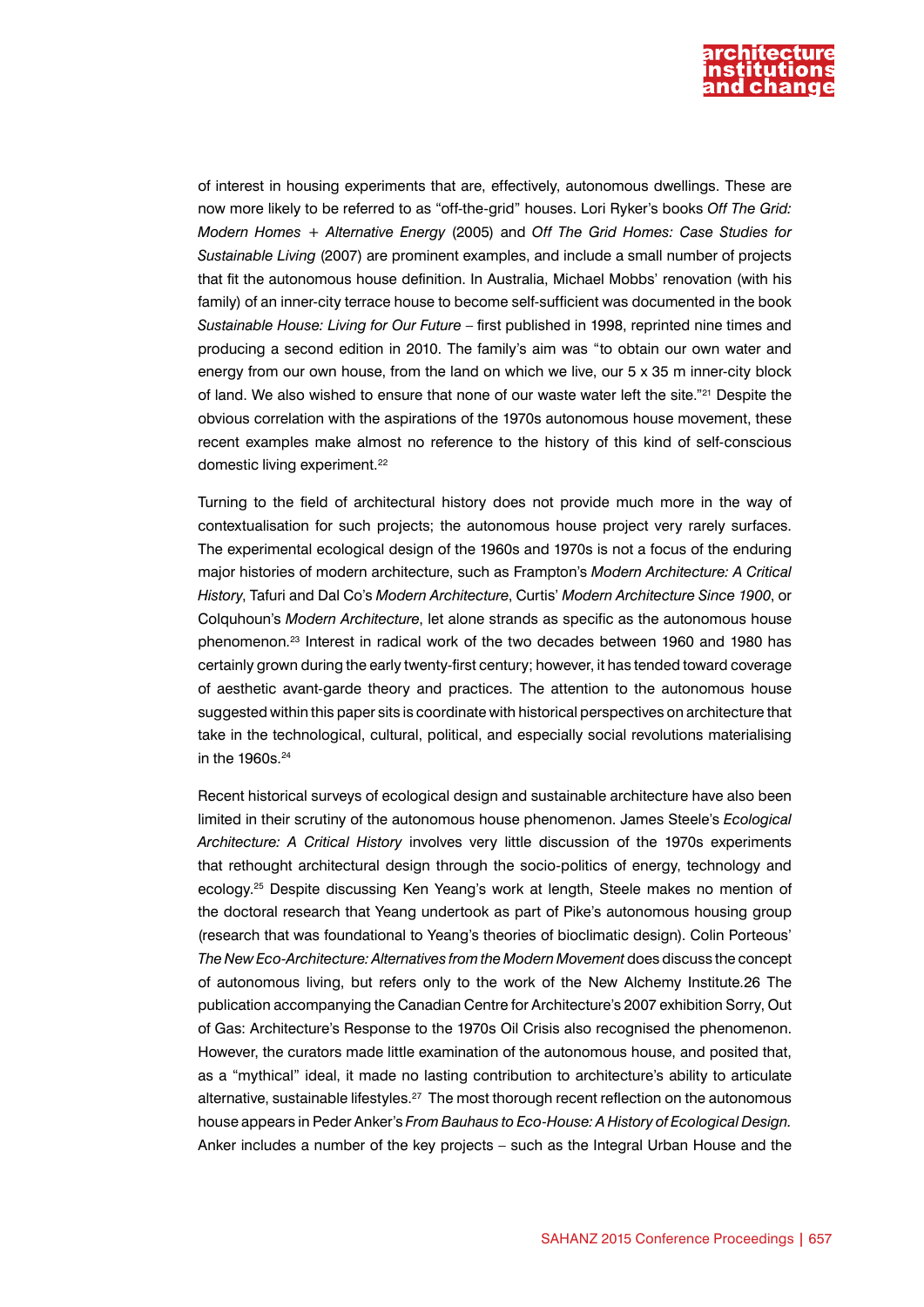of interest in housing experiments that are, effectively, autonomous dwellings. These are now more likely to be referred to as "off-the-grid" houses. Lori Ryker's books *Off The Grid: Modern Homes + Alternative Energy* (2005) and *Off The Grid Homes: Case Studies for Sustainable Living* (2007) are prominent examples, and include a small number of projects that fit the autonomous house definition. In Australia, Michael Mobbs' renovation (with his family) of an inner-city terrace house to become self-sufficient was documented in the book *Sustainable House: Living for Our Future* – first published in 1998, reprinted nine times and producing a second edition in 2010. The family's aim was "to obtain our own water and energy from our own house, from the land on which we live, our 5 x 35 m inner-city block of land. We also wished to ensure that none of our waste water left the site."[21] Despite the obvious correlation with the aspirations of the 1970s autonomous house movement, these recent examples make almost no reference to the history of this kind of self-conscious domestic living experiment.[22]

Turning to the field of architectural history does not provide much more in the way of contextualisation for such projects; the autonomous house project very rarely surfaces. The experimental ecological design of the 1960s and 1970s is not a focus of the enduring major histories of modern architecture, such as Frampton's *Modern Architecture: A Critical History*, Tafuri and Dal Co's *Modern Architecture*, Curtis' *Modern Architecture Since 1900*, or Colquhoun's *Modern Architecture*, let alone strands as specific as the autonomous house phenomenon.[23] Interest in radical work of the two decades between 1960 and 1980 has certainly grown during the early twenty-first century; however, it has tended toward coverage of aesthetic avant-garde theory and practices. The attention to the autonomous house suggested within this paper sits is coordinate with historical perspectives on architecture that take in the technological, cultural, political, and especially social revolutions materialising in the 1960s.[24]

Recent historical surveys of ecological design and sustainable architecture have also been limited in their scrutiny of the autonomous house phenomenon. James Steele's *Ecological Architecture: A Critical History* involves very little discussion of the 1970s experiments that rethought architectural design through the socio-politics of energy, technology and ecology.[25] Despite discussing Ken Yeang's work at length, Steele makes no mention of the doctoral research that Yeang undertook as part of Pike's autonomous housing group (research that was foundational to Yeang's theories of bioclimatic design). Colin Porteous' *The New Eco-Architecture: Alternatives from the Modern Movement* does discuss the concept of autonomous living, but refers only to the work of the New Alchemy Institute.26 The publication accompanying the Canadian Centre for Architecture's 2007 exhibition Sorry, Out of Gas: Architecture's Response to the 1970s Oil Crisis also recognised the phenomenon. However, the curators made little examination of the autonomous house, and posited that, as a "mythical" ideal, it made no lasting contribution to architecture's ability to articulate alternative, sustainable lifestyles.[27] The most thorough recent reflection on the autonomous house appears in Peder Anker's *From Bauhaus to Eco-House: A History of Ecological Design.* Anker includes a number of the key projects – such as the Integral Urban House and the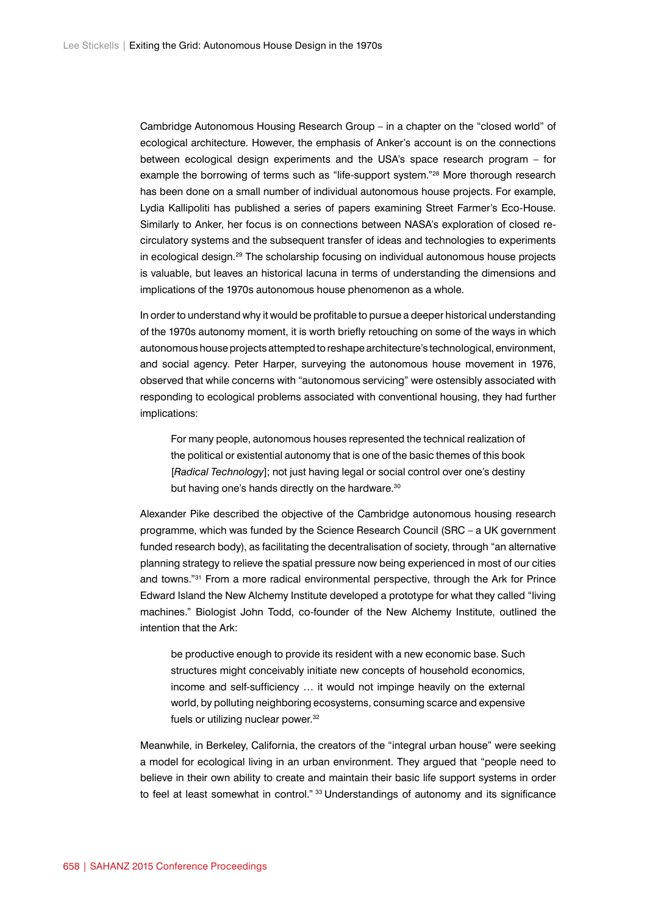Cambridge Autonomous Housing Research Group – in a chapter on the "closed world" of ecological architecture. However, the emphasis of Anker's account is on the connections between ecological design experiments and the USA's space research program – for example the borrowing of terms such as "life-support system."[28] More thorough research has been done on a small number of individual autonomous house projects. For example, Lydia Kallipoliti has published a series of papers examining Street Farmer's Eco-House. Similarly to Anker, her focus is on connections between NASA's exploration of closed re-circulatory systems and the subsequent transfer of ideas and technologies to experiments in ecological design.[29] The scholarship focusing on individual autonomous house projects is valuable, but leaves an historical lacuna in terms of understanding the dimensions and implications of the 1970s autonomous house phenomenon as a whole.

In order to understand why it would be profitable to pursue a deeper historical understanding of the 1970s autonomy moment, it is worth briefly retouching on some of the ways in which autonomous house projects attempted to reshape architecture's technological, environment, and social agency. Peter Harper, surveying the autonomous house movement in 1976, observed that while concerns with "autonomous servicing" were ostensibly associated with responding to ecological problems associated with conventional housing, they had further implications:

> For many people, autonomous houses represented the technical realization of the political or existential autonomy that is one of the basic themes of this book [*Radical Technology*]; not just having legal or social control over one's destiny but having one's hands directly on the hardware.[30]

Alexander Pike described the objective of the Cambridge autonomous housing research programme, which was funded by the Science Research Council (SRC – a UK government funded research body), as facilitating the decentralisation of society, through "an alternative planning strategy to relieve the spatial pressure now being experienced in most of our cities and towns."[31] From a more radical environmental perspective, through the Ark for Prince Edward Island the New Alchemy Institute developed a prototype for what they called "living machines." Biologist John Todd, co-founder of the New Alchemy Institute, outlined the intention that the Ark:

> be productive enough to provide its resident with a new economic base. Such structures might conceivably initiate new concepts of household economics, income and self-sufficiency … it would not impinge heavily on the external world, by polluting neighboring ecosystems, consuming scarce and expensive fuels or utilizing nuclear power.[32]

Meanwhile, in Berkeley, California, the creators of the "integral urban house" were seeking a model for ecological living in an urban environment. They argued that "people need to believe in their own ability to create and maintain their basic life support systems in order to feel at least somewhat in control." [33] Understandings of autonomy and its significance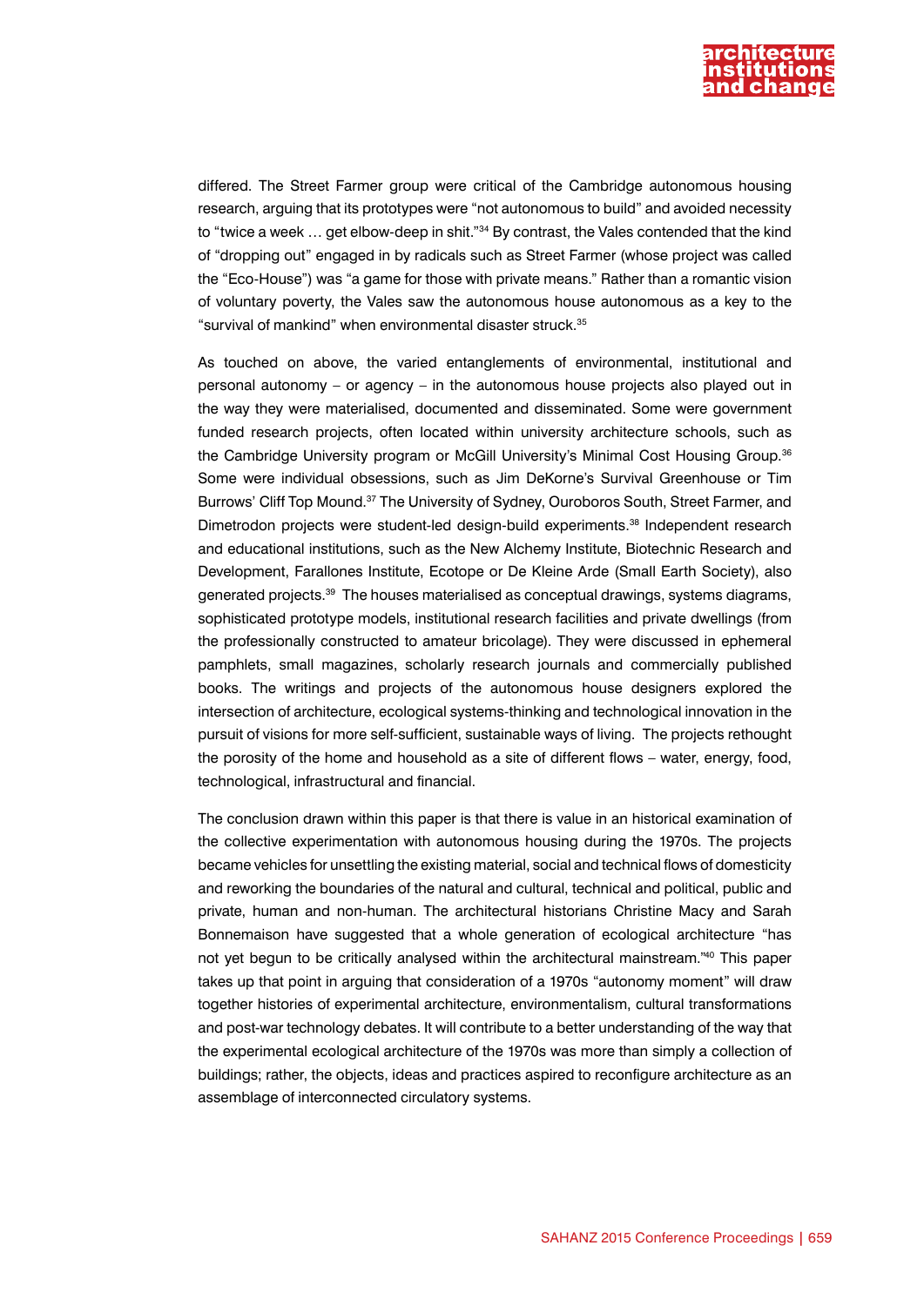differed. The Street Farmer group were critical of the Cambridge autonomous housing research, arguing that its prototypes were "not autonomous to build" and avoided necessity to "twice a week … get elbow-deep in shit."[34] By contrast, the Vales contended that the kind of "dropping out" engaged in by radicals such as Street Farmer (whose project was called the "Eco-House") was "a game for those with private means." Rather than a romantic vision of voluntary poverty, the Vales saw the autonomous house autonomous as a key to the "survival of mankind" when environmental disaster struck.[35]

As touched on above, the varied entanglements of environmental, institutional and personal autonomy – or agency – in the autonomous house projects also played out in the way they were materialised, documented and disseminated. Some were government funded research projects, often located within university architecture schools, such as the Cambridge University program or McGill University's Minimal Cost Housing Group.[36] Some were individual obsessions, such as Jim DeKorne's Survival Greenhouse or Tim Burrows' Cliff Top Mound.[37] The University of Sydney, Ouroboros South, Street Farmer, and Dimetrodon projects were student-led design-build experiments.[38] Independent research and educational institutions, such as the New Alchemy Institute, Biotechnic Research and Development, Farallones Institute, Ecotope or De Kleine Arde (Small Earth Society), also generated projects.[39] The houses materialised as conceptual drawings, systems diagrams, sophisticated prototype models, institutional research facilities and private dwellings (from the professionally constructed to amateur bricolage). They were discussed in ephemeral pamphlets, small magazines, scholarly research journals and commercially published books. The writings and projects of the autonomous house designers explored the intersection of architecture, ecological systems-thinking and technological innovation in the pursuit of visions for more self-sufficient, sustainable ways of living. The projects rethought the porosity of the home and household as a site of different flows – water, energy, food, technological, infrastructural and financial.

The conclusion drawn within this paper is that there is value in an historical examination of the collective experimentation with autonomous housing during the 1970s. The projects became vehicles for unsettling the existing material, social and technical flows of domesticity and reworking the boundaries of the natural and cultural, technical and political, public and private, human and non-human. The architectural historians Christine Macy and Sarah Bonnemaison have suggested that a whole generation of ecological architecture "has not yet begun to be critically analysed within the architectural mainstream."[40] This paper takes up that point in arguing that consideration of a 1970s "autonomy moment" will draw together histories of experimental architecture, environmentalism, cultural transformations and post-war technology debates. It will contribute to a better understanding of the way that the experimental ecological architecture of the 1970s was more than simply a collection of buildings; rather, the objects, ideas and practices aspired to reconfigure architecture as an assemblage of interconnected circulatory systems.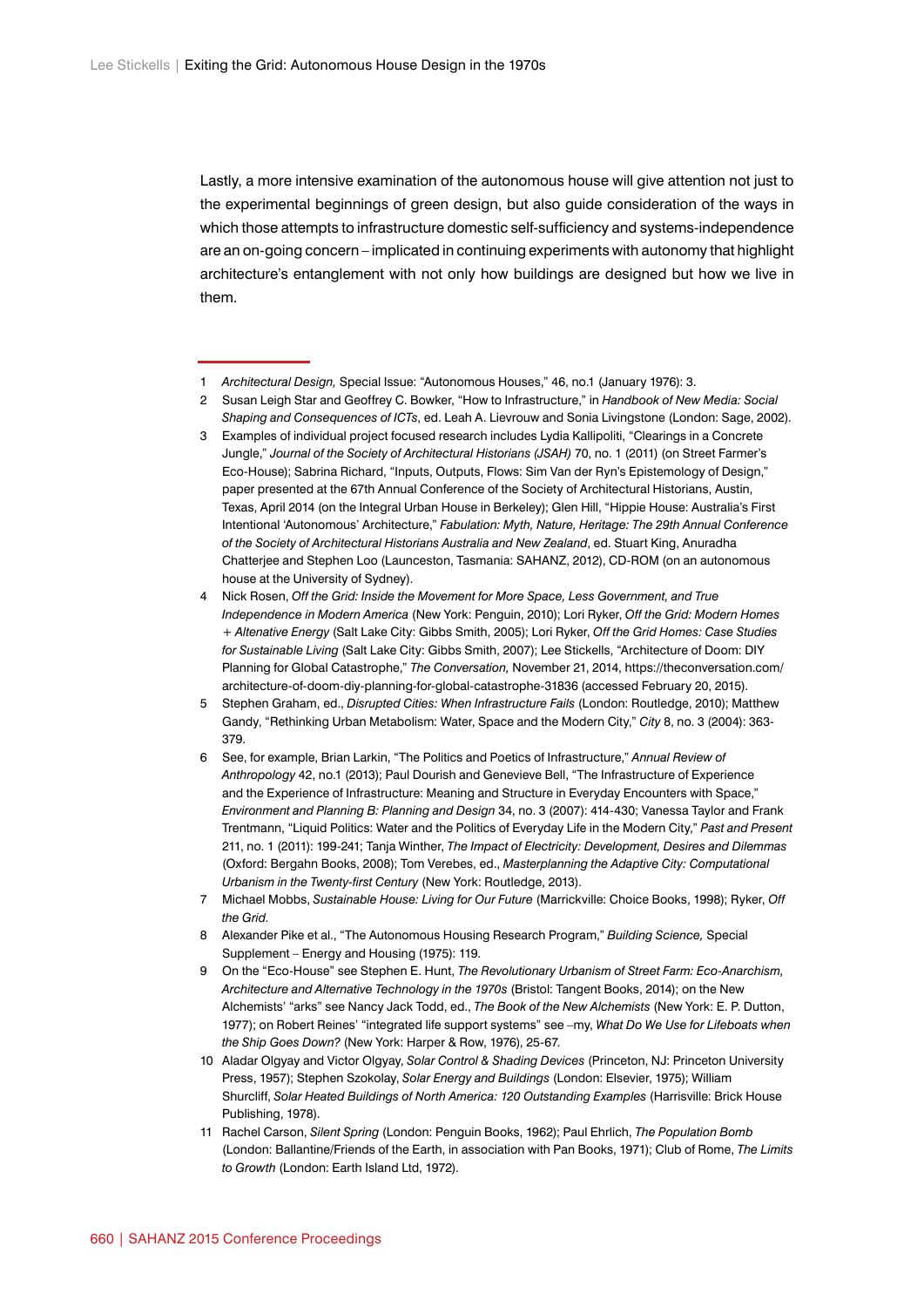Lastly, a more intensive examination of the autonomous house will give attention not just to the experimental beginnings of green design, but also guide consideration of the ways in which those attempts to infrastructure domestic self-sufficiency and systems-independence are an on-going concern – implicated in continuing experiments with autonomy that highlight architecture's entanglement with not only how buildings are designed but how we live in them.

---

1. *Architectural Design,* Special Issue: "Autonomous Houses," 46, no.1 (January 1976): 3.
2. Susan Leigh Star and Geoffrey C. Bowker, "How to Infrastructure," in *Handbook of New Media: Social Shaping and Consequences of ICTs*, ed. Leah A. Lievrouw and Sonia Livingstone (London: Sage, 2002).
3. Examples of individual project focused research includes Lydia Kallipoliti, "Clearings in a Concrete Jungle," *Journal of the Society of Architectural Historians (JSAH)* 70, no. 1 (2011) (on Street Farmer's Eco-House); Sabrina Richard, "Inputs, Outputs, Flows: Sim Van der Ryn's Epistemology of Design," paper presented at the 67th Annual Conference of the Society of Architectural Historians, Austin, Texas, April 2014 (on the Integral Urban House in Berkeley); Glen Hill, "Hippie House: Australia's First Intentional 'Autonomous' Architecture," *Fabulation: Myth, Nature, Heritage: The 29th Annual Conference of the Society of Architectural Historians Australia and New Zealand*, ed. Stuart King, Anuradha Chatterjee and Stephen Loo (Launceston, Tasmania: SAHANZ, 2012), CD-ROM (on an autonomous house at the University of Sydney).
4. Nick Rosen, *Off the Grid: Inside the Movement for More Space, Less Government, and True Independence in Modern America* (New York: Penguin, 2010); Lori Ryker, *Off the Grid: Modern Homes + Altenative Energy* (Salt Lake City: Gibbs Smith, 2005); Lori Ryker, *Off the Grid Homes: Case Studies for Sustainable Living* (Salt Lake City: Gibbs Smith, 2007); Lee Stickells, "Architecture of Doom: DIY Planning for Global Catastrophe," *The Conversation,* November 21, 2014, https://theconversation.com/architecture-of-doom-diy-planning-for-global-catastrophe-31836 (accessed February 20, 2015).
5. Stephen Graham, ed., *Disrupted Cities: When Infrastructure Fails* (London: Routledge, 2010); Matthew Gandy, "Rethinking Urban Metabolism: Water, Space and the Modern City," *City* 8, no. 3 (2004): 363-379.
6. See, for example, Brian Larkin, "The Politics and Poetics of Infrastructure," *Annual Review of Anthropology* 42, no.1 (2013); Paul Dourish and Genevieve Bell, "The Infrastructure of Experience and the Experience of Infrastructure: Meaning and Structure in Everyday Encounters with Space," *Environment and Planning B: Planning and Design* 34, no. 3 (2007): 414-430; Vanessa Taylor and Frank Trentmann, "Liquid Politics: Water and the Politics of Everyday Life in the Modern City," *Past and Present* 211, no. 1 (2011): 199-241; Tanja Winther, *The Impact of Electricity: Development, Desires and Dilemmas* (Oxford: Bergahn Books, 2008); Tom Verebes, ed., *Masterplanning the Adaptive City: Computational Urbanism in the Twenty-first Century* (New York: Routledge, 2013).
7. Michael Mobbs, *Sustainable House: Living for Our Future* (Marrickville: Choice Books, 1998); Ryker, *Off the Grid.*
8. Alexander Pike et al., "The Autonomous Housing Research Program," *Building Science,* Special Supplement – Energy and Housing (1975): 119.
9. On the "Eco-House" see Stephen E. Hunt, *The Revolutionary Urbanism of Street Farm: Eco-Anarchism, Architecture and Alternative Technology in the 1970s* (Bristol: Tangent Books, 2014); on the New Alchemists' "arks" see Nancy Jack Todd, ed., *The Book of the New Alchemists* (New York: E. P. Dutton, 1977); on Robert Reines' "integrated life support systems" see –my, *What Do We Use for Lifeboats when the Ship Goes Down?* (New York: Harper & Row, 1976), 25-67.
10. Aladar Olgyay and Victor Olgyay, *Solar Control & Shading Devices* (Princeton, NJ: Princeton University Press, 1957); Stephen Szokolay, *Solar Energy and Buildings* (London: Elsevier, 1975); William Shurcliff, *Solar Heated Buildings of North America: 120 Outstanding Examples* (Harrisville: Brick House Publishing, 1978).
11. Rachel Carson, *Silent Spring* (London: Penguin Books, 1962); Paul Ehrlich, *The Population Bomb* (London: Ballantine/Friends of the Earth, in association with Pan Books, 1971); Club of Rome, *The Limits to Growth* (London: Earth Island Ltd, 1972).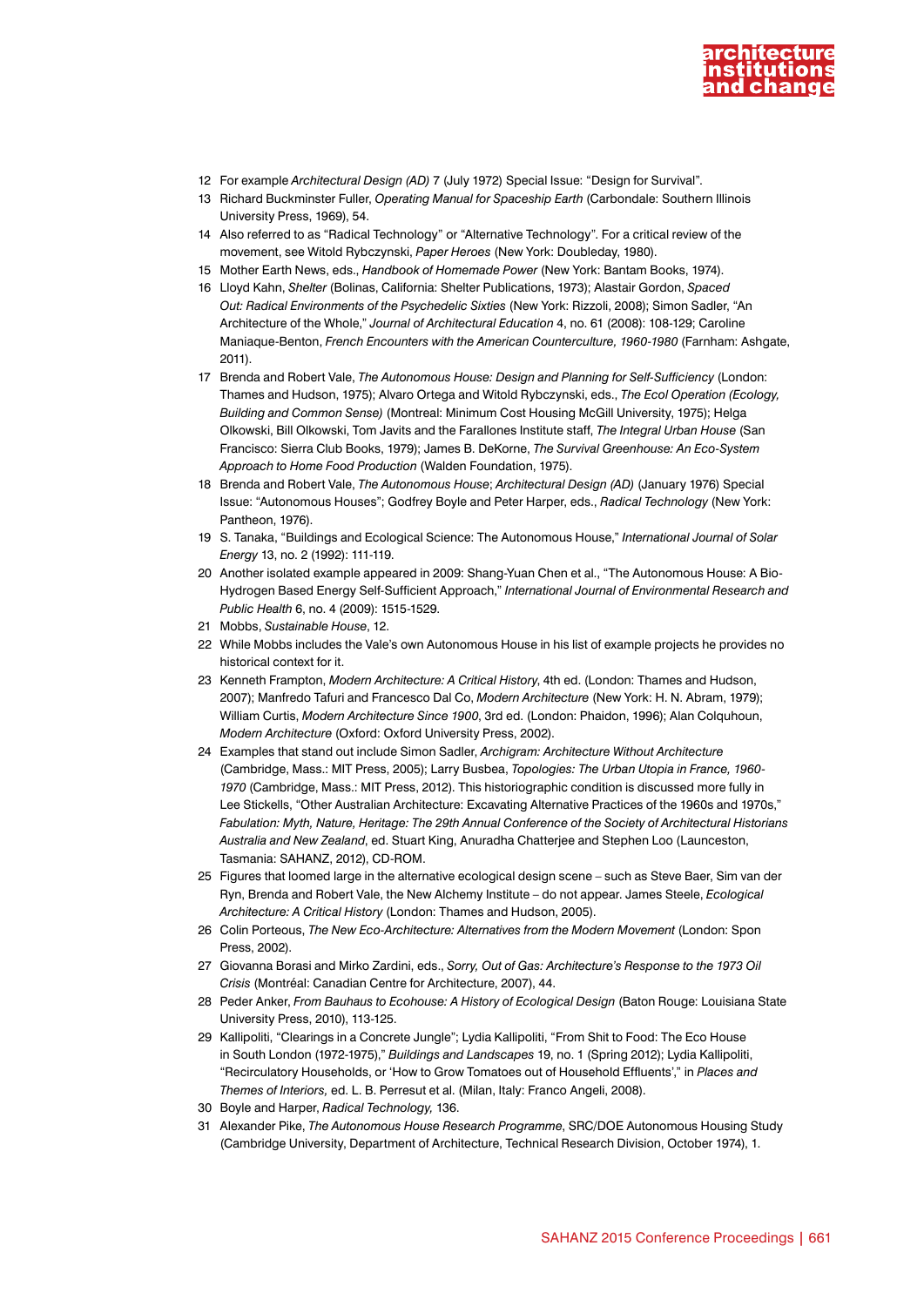12 For example *Architectural Design (AD)* 7 (July 1972) Special Issue: "Design for Survival".

13 Richard Buckminster Fuller, *Operating Manual for Spaceship Earth* (Carbondale: Southern Illinois University Press, 1969), 54.

14 Also referred to as "Radical Technology" or "Alternative Technology". For a critical review of the movement, see Witold Rybczynski, *Paper Heroes* (New York: Doubleday, 1980).

15 Mother Earth News, eds., *Handbook of Homemade Power* (New York: Bantam Books, 1974).

16 Lloyd Kahn, *Shelter* (Bolinas, California: Shelter Publications, 1973); Alastair Gordon, *Spaced Out: Radical Environments of the Psychedelic Sixties* (New York: Rizzoli, 2008); Simon Sadler, "An Architecture of the Whole," *Journal of Architectural Education* 4, no. 61 (2008): 108-129; Caroline Maniaque-Benton, *French Encounters with the American Counterculture, 1960-1980* (Farnham: Ashgate, 2011).

17 Brenda and Robert Vale, *The Autonomous House: Design and Planning for Self-Sufficiency* (London: Thames and Hudson, 1975); Alvaro Ortega and Witold Rybczynski, eds., *The Ecol Operation (Ecology, Building and Common Sense)* (Montreal: Minimum Cost Housing McGill University, 1975); Helga Olkowski, Bill Olkowski, Tom Javits and the Farallones Institute staff, *The Integral Urban House* (San Francisco: Sierra Club Books, 1979); James B. DeKorne, *The Survival Greenhouse: An Eco-System Approach to Home Food Production* (Walden Foundation, 1975).

18 Brenda and Robert Vale, *The Autonomous House*; *Architectural Design (AD)* (January 1976) Special Issue: "Autonomous Houses"; Godfrey Boyle and Peter Harper, eds., *Radical Technology* (New York: Pantheon, 1976).

19 S. Tanaka, "Buildings and Ecological Science: The Autonomous House," *International Journal of Solar Energy* 13, no. 2 (1992): 111-119.

20 Another isolated example appeared in 2009: Shang-Yuan Chen et al., "The Autonomous House: A Bio-Hydrogen Based Energy Self-Sufficient Approach," *International Journal of Environmental Research and Public Health* 6, no. 4 (2009): 1515-1529.

21 Mobbs, *Sustainable House*, 12.

22 While Mobbs includes the Vale's own Autonomous House in his list of example projects he provides no historical context for it.

23 Kenneth Frampton, *Modern Architecture: A Critical History*, 4th ed. (London: Thames and Hudson, 2007); Manfredo Tafuri and Francesco Dal Co, *Modern Architecture* (New York: H. N. Abram, 1979); William Curtis, *Modern Architecture Since 1900*, 3rd ed. (London: Phaidon, 1996); Alan Colquhoun, *Modern Architecture* (Oxford: Oxford University Press, 2002).

24 Examples that stand out include Simon Sadler, *Archigram: Architecture Without Architecture* (Cambridge, Mass.: MIT Press, 2005); Larry Busbea, *Topologies: The Urban Utopia in France, 1960-1970* (Cambridge, Mass.: MIT Press, 2012). This historiographic condition is discussed more fully in Lee Stickells, "Other Australian Architecture: Excavating Alternative Practices of the 1960s and 1970s," *Fabulation: Myth, Nature, Heritage: The 29th Annual Conference of the Society of Architectural Historians Australia and New Zealand*, ed. Stuart King, Anuradha Chatterjee and Stephen Loo (Launceston, Tasmania: SAHANZ, 2012), CD-ROM.

25 Figures that loomed large in the alternative ecological design scene – such as Steve Baer, Sim van der Ryn, Brenda and Robert Vale, the New Alchemy Institute – do not appear. James Steele, *Ecological Architecture: A Critical History* (London: Thames and Hudson, 2005).

26 Colin Porteous, *The New Eco-Architecture: Alternatives from the Modern Movement* (London: Spon Press, 2002).

27 Giovanna Borasi and Mirko Zardini, eds., *Sorry, Out of Gas: Architecture's Response to the 1973 Oil Crisis* (Montréal: Canadian Centre for Architecture, 2007), 44.

28 Peder Anker, *From Bauhaus to Ecohouse: A History of Ecological Design* (Baton Rouge: Louisiana State University Press, 2010), 113-125.

29 Kallipoliti, "Clearings in a Concrete Jungle"; Lydia Kallipoliti, "From Shit to Food: The Eco House in South London (1972-1975)," *Buildings and Landscapes* 19, no. 1 (Spring 2012); Lydia Kallipoliti, "Recirculatory Households, or 'How to Grow Tomatoes out of Household Effluents'," in *Places and Themes of Interiors,* ed. L. B. Perresut et al. (Milan, Italy: Franco Angeli, 2008).

30 Boyle and Harper, *Radical Technology,* 136.

31 Alexander Pike, *The Autonomous House Research Programme*, SRC/DOE Autonomous Housing Study (Cambridge University, Department of Architecture, Technical Research Division, October 1974), 1.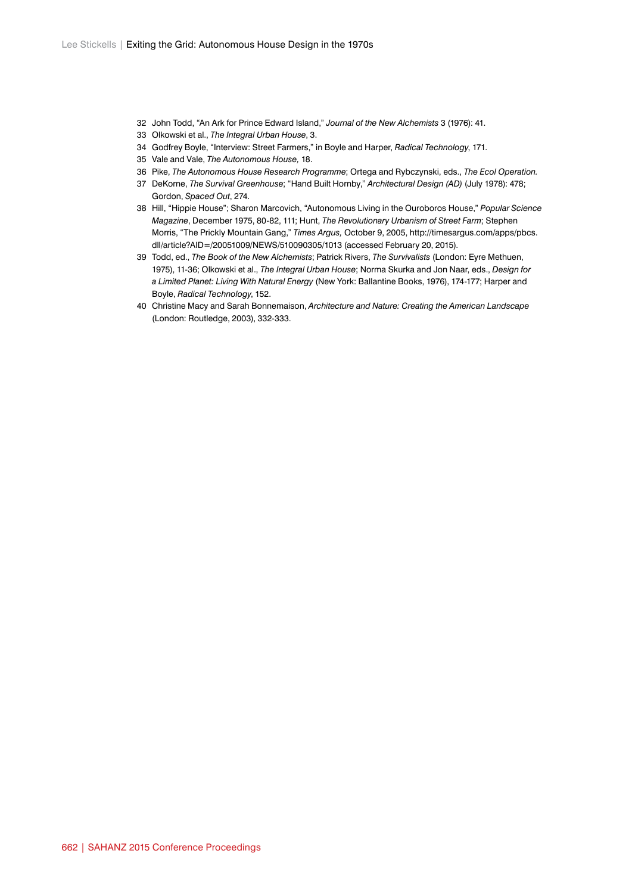32 John Todd, "An Ark for Prince Edward Island," *Journal of the New Alchemists* 3 (1976): 41.

33 Olkowski et al., *The Integral Urban House*, 3.

34 Godfrey Boyle, "Interview: Street Farmers," in Boyle and Harper, *Radical Technology*, 171.

35 Vale and Vale, *The Autonomous House,* 18.

36 Pike, *The Autonomous House Research Programme*; Ortega and Rybczynski, eds., *The Ecol Operation.*

37 DeKorne, *The Survival Greenhouse*; "Hand Built Hornby," *Architectural Design (AD)* (July 1978): 478; Gordon, *Spaced Out*, 274.

38 Hill, "Hippie House"; Sharon Marcovich, "Autonomous Living in the Ouroboros House," *Popular Science Magazine*, December 1975, 80-82, 111; Hunt, *The Revolutionary Urbanism of Street Farm*; Stephen Morris, "The Prickly Mountain Gang," *Times Argus,* October 9, 2005, http://timesargus.com/apps/pbcs.dll/article?AID=/20051009/NEWS/510090305/1013 (accessed February 20, 2015).

39 Todd, ed., *The Book of the New Alchemists*; Patrick Rivers, *The Survivalists* (London: Eyre Methuen, 1975), 11-36; Olkowski et al., *The Integral Urban House*; Norma Skurka and Jon Naar, eds., *Design for a Limited Planet: Living With Natural Energy* (New York: Ballantine Books, 1976), 174-177; Harper and Boyle, *Radical Technology*, 152.

40 Christine Macy and Sarah Bonnemaison, *Architecture and Nature: Creating the American Landscape* (London: Routledge, 2003), 332-333.